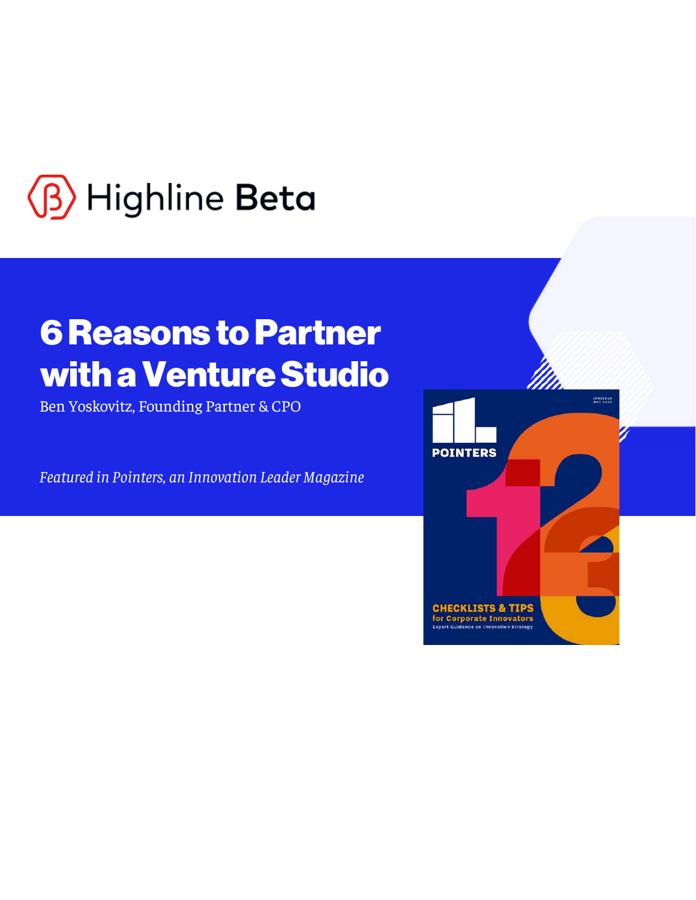Highline Beta

# 6 Reasons to Partner with a Venture Studio

Ben Yoskovitz, Founding Partner & CPO

*Featured in Pointers, an Innovation Leader Magazine*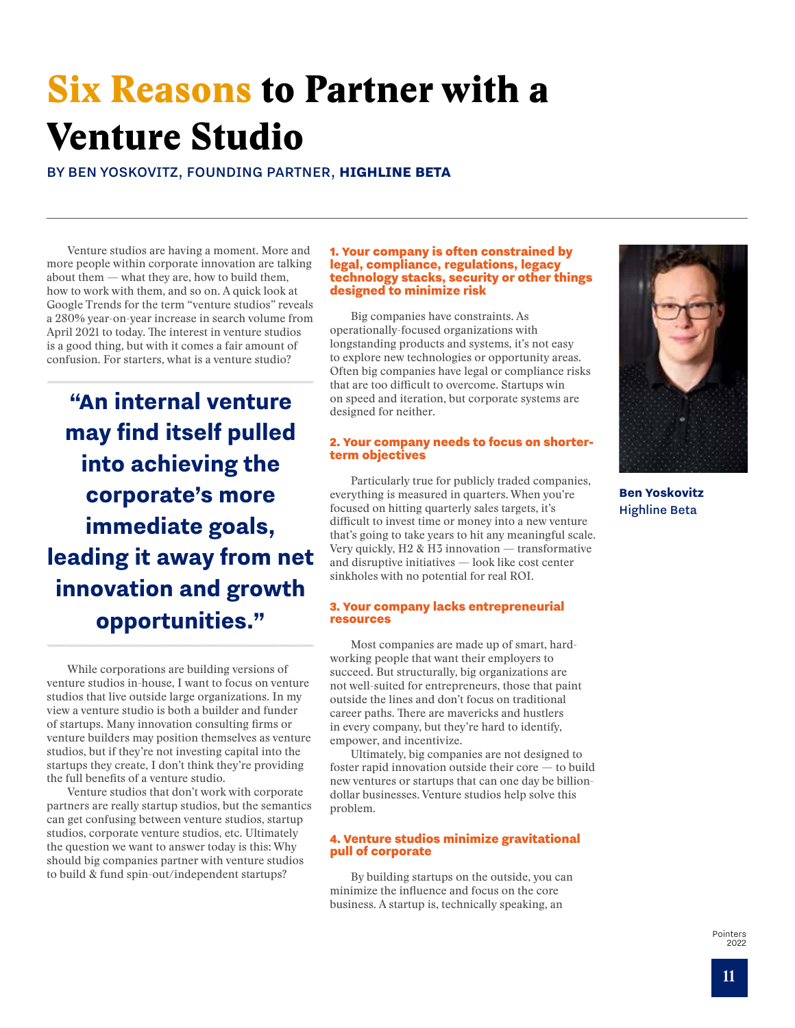# Six Reasons to Partner with a Venture Studio

BY BEN YOSKOVITZ, FOUNDING PARTNER, **HIGHLINE BETA**

Venture studios are having a moment. More and more people within corporate innovation are talking about them — what they are, how to build them, how to work with them, and so on. A quick look at Google Trends for the term "venture studios" reveals a 280% year-on-year increase in search volume from April 2021 to today. The interest in venture studios is a good thing, but with it comes a fair amount of confusion. For starters, what is a venture studio?

> **"An internal venture may find itself pulled into achieving the corporate's more immediate goals, leading it away from net innovation and growth opportunities."**

While corporations are building versions of venture studios in-house, I want to focus on venture studios that live outside large organizations. In my view a venture studio is both a builder and funder of startups. Many innovation consulting firms or venture builders may position themselves as venture studios, but if they're not investing capital into the startups they create, I don't think they're providing the full benefits of a venture studio.

Venture studios that don't work with corporate partners are really startup studios, but the semantics can get confusing between venture studios, startup studios, corporate venture studios, etc. Ultimately the question we want to answer today is this: Why should big companies partner with venture studios to build & fund spin-out/independent startups?

### 1. Your company is often constrained by legal, compliance, regulations, legacy technology stacks, security or other things designed to minimize risk

Big companies have constraints. As operationally-focused organizations with longstanding products and systems, it's not easy to explore new technologies or opportunity areas. Often big companies have legal or compliance risks that are too difficult to overcome. Startups win on speed and iteration, but corporate systems are designed for neither.

### 2. Your company needs to focus on shorter-term objectives

Particularly true for publicly traded companies, everything is measured in quarters. When you're focused on hitting quarterly sales targets, it's difficult to invest time or money into a new venture that's going to take years to hit any meaningful scale. Very quickly, H2 & H3 innovation — transformative and disruptive initiatives — look like cost center sinkholes with no potential for real ROI.

### 3. Your company lacks entrepreneurial resources

Most companies are made up of smart, hard-working people that want their employers to succeed. But structurally, big organizations are not well-suited for entrepreneurs, those that paint outside the lines and don't focus on traditional career paths. There are mavericks and hustlers in every company, but they're hard to identify, empower, and incentivize.

Ultimately, big companies are not designed to foster rapid innovation outside their core — to build new ventures or startups that can one day be billion-dollar businesses. Venture studios help solve this problem.

### 4. Venture studios minimize gravitational pull of corporate

By building startups on the outside, you can minimize the influence and focus on the core business. A startup is, technically speaking, an

**Ben Yoskovitz**
Highline Beta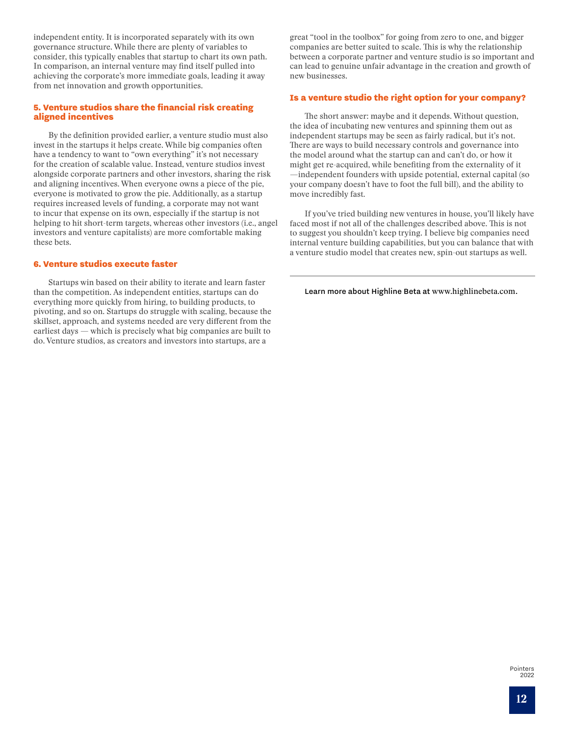independent entity. It is incorporated separately with its own governance structure. While there are plenty of variables to consider, this typically enables that startup to chart its own path. In comparison, an internal venture may find itself pulled into achieving the corporate's more immediate goals, leading it away from net innovation and growth opportunities.

### 5. Venture studios share the financial risk creating aligned incentives

By the definition provided earlier, a venture studio must also invest in the startups it helps create. While big companies often have a tendency to want to "own everything" it's not necessary for the creation of scalable value. Instead, venture studios invest alongside corporate partners and other investors, sharing the risk and aligning incentives. When everyone owns a piece of the pie, everyone is motivated to grow the pie. Additionally, as a startup requires increased levels of funding, a corporate may not want to incur that expense on its own, especially if the startup is not helping to hit short-term targets, whereas other investors (i.e., angel investors and venture capitalists) are more comfortable making these bets.

### 6. Venture studios execute faster

Startups win based on their ability to iterate and learn faster than the competition. As independent entities, startups can do everything more quickly from hiring, to building products, to pivoting, and so on. Startups do struggle with scaling, because the skillset, approach, and systems needed are very different from the earliest days — which is precisely what big companies are built to do. Venture studios, as creators and investors into startups, are a great "tool in the toolbox" for going from zero to one, and bigger companies are better suited to scale. This is why the relationship between a corporate partner and venture studio is so important and can lead to genuine unfair advantage in the creation and growth of new businesses.

### Is a venture studio the right option for your company?

The short answer: maybe and it depends. Without question, the idea of incubating new ventures and spinning them out as independent startups may be seen as fairly radical, but it's not. There are ways to build necessary controls and governance into the model around what the startup can and can't do, or how it might get re-acquired, while benefiting from the externality of it —independent founders with upside potential, external capital (so your company doesn't have to foot the full bill), and the ability to move incredibly fast.

If you've tried building new ventures in house, you'll likely have faced most if not all of the challenges described above. This is not to suggest you shouldn't keep trying. I believe big companies need internal venture building capabilities, but you can balance that with a venture studio model that creates new, spin-out startups as well.

---

Learn more about Highline Beta at www.highlinebeta.com.